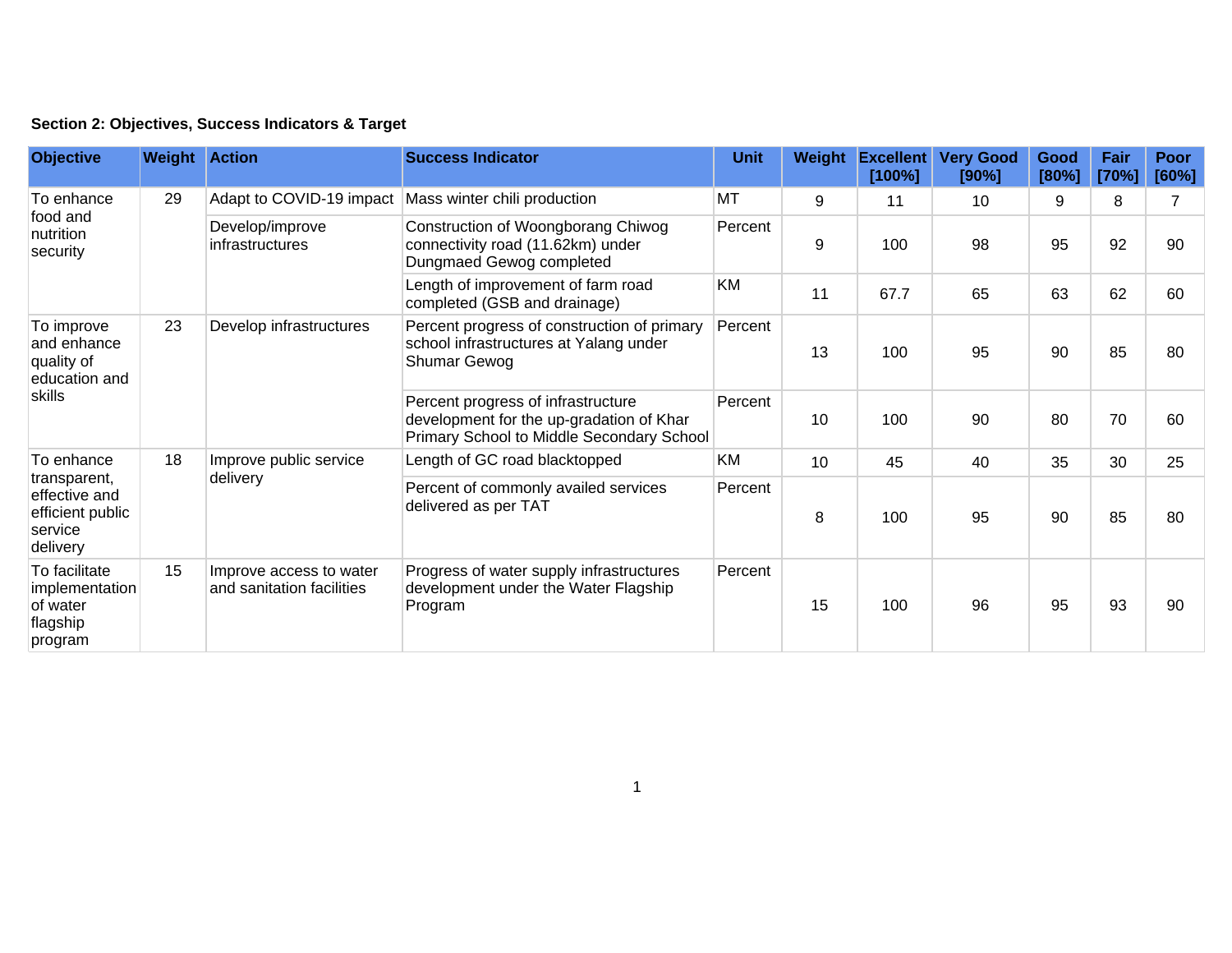**Section 2: Objectives, Success Indicators & Target**

| Objective | Weight | Action | Success Indicator | Unit | Weight | Excellent [100%] | Very Good [90%] | Good [80%] | Fair [70%] | Poor [60%] |
|---|---|---|---|---|---|---|---|---|---|---|
| To enhance food and nutrition security | 29 | Adapt to COVID-19 impact | Mass winter chili production | MT | 9 | 11 | 10 | 9 | 8 | 7 |
| | | Develop/improve infrastructures | Construction of Woongborang Chiwog connectivity road (11.62km) under Dungmaed Gewog completed | Percent | 9 | 100 | 98 | 95 | 92 | 90 |
| | | | Length of improvement of farm road completed (GSB and drainage) | KM | 11 | 67.7 | 65 | 63 | 62 | 60 |
| To improve and enhance quality of education and skills | 23 | Develop infrastructures | Percent progress of construction of primary school infrastructures at Yalang under Shumar Gewog | Percent | 13 | 100 | 95 | 90 | 85 | 80 |
| | | | Percent progress of infrastructure development for the up-gradation of Khar Primary School to Middle Secondary School | Percent | 10 | 100 | 90 | 80 | 70 | 60 |
| To enhance transparent, effective and efficient public service delivery | 18 | Improve public service delivery | Length of GC road blacktopped | KM | 10 | 45 | 40 | 35 | 30 | 25 |
| | | | Percent of commonly availed services delivered as per TAT | Percent | 8 | 100 | 95 | 90 | 85 | 80 |
| To facilitate implementation of water flagship program | 15 | Improve access to water and sanitation facilities | Progress of water supply infrastructures development under the Water Flagship Program | Percent | 15 | 100 | 96 | 95 | 93 | 90 |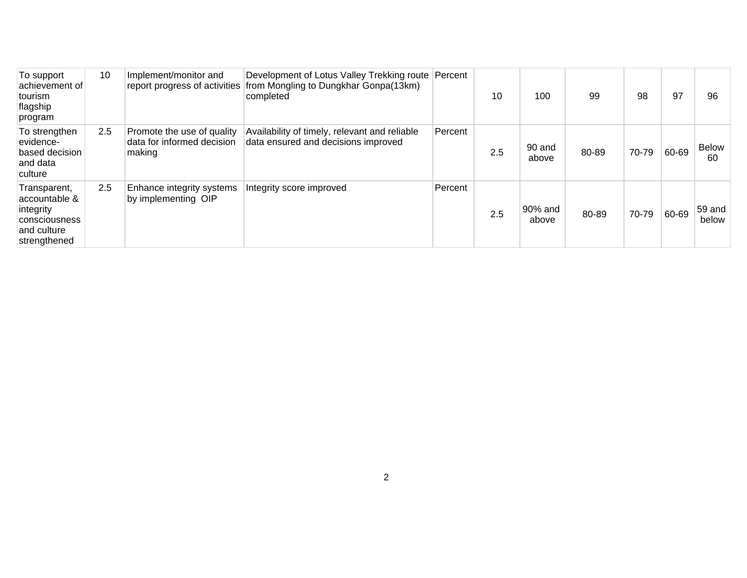| | | | | | | | | | | |
|---|---|---|---|---|---|---|---|---|---|---|
| To support achievement of tourism flagship program | 10 | Implement/monitor and report progress of activities | Development of Lotus Valley Trekking route from Mongling to Dungkhar Gonpa(13km) completed | Percent | 10 | 100 | 99 | 98 | 97 | 96 |
| To strengthen evidence-based decision and data culture | 2.5 | Promote the use of quality data for informed decision making | Availability of timely, relevant and reliable data ensured and decisions improved | Percent | 2.5 | 90 and above | 80-89 | 70-79 | 60-69 | Below 60 |
| Transparent, accountable & integrity consciousness and culture strengthened | 2.5 | Enhance integrity systems by implementing OIP | Integrity score improved | Percent | 2.5 | 90% and above | 80-89 | 70-79 | 60-69 | 59 and below |